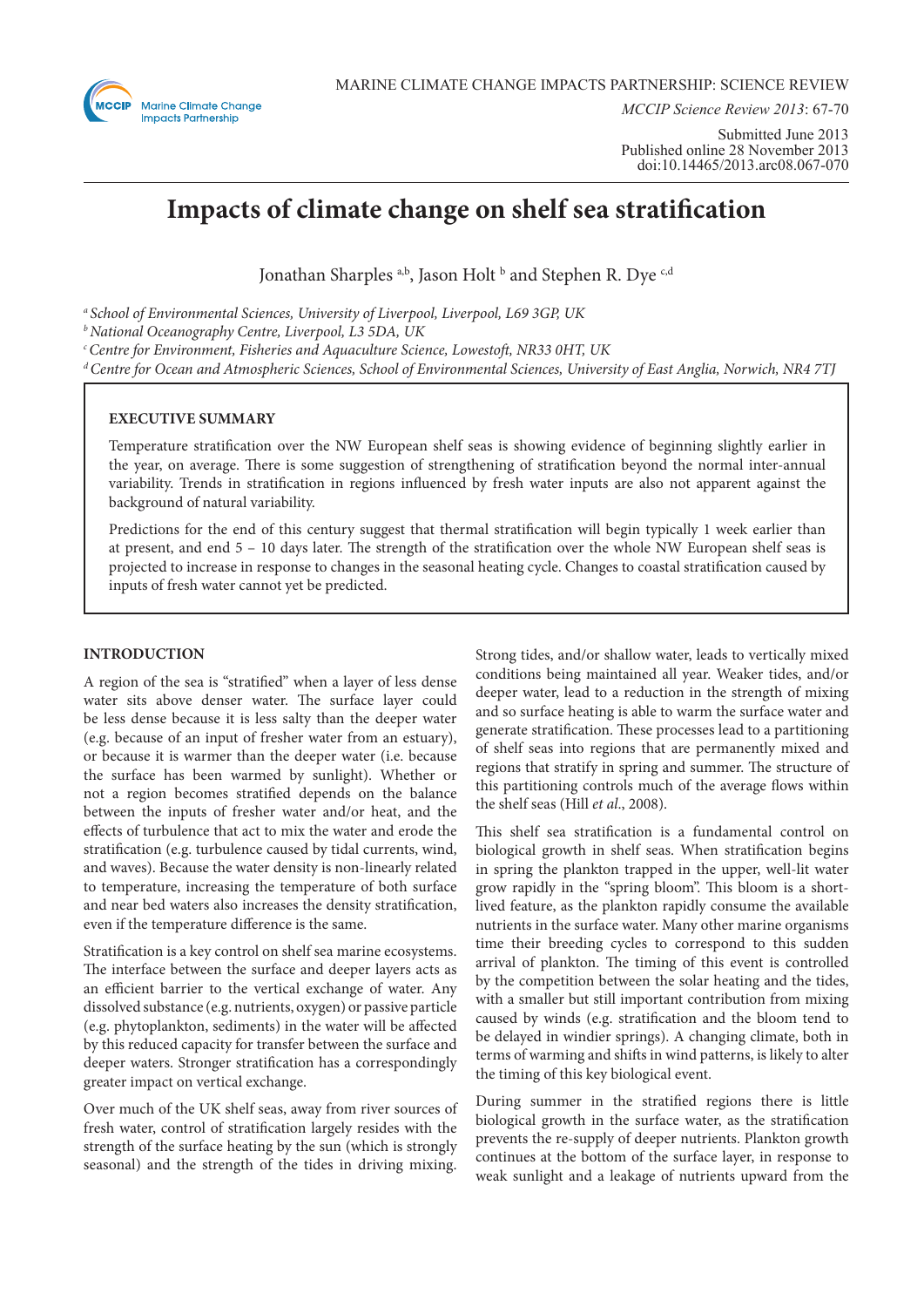MARINE CLIMATE CHANGE IMPACTS PARTNERSHIP: SCIENCE REVIEW

*MCCIP Science Review 2013*: 67-70

Submitted June 2013
Published online 28 November 2013
doi:10.14465/2013.arc08.067-070

# Impacts of climate change on shelf sea stratification

Jonathan Sharples [a,b], Jason Holt [b] and Stephen R. Dye [c,d]

[a] *School of Environmental Sciences, University of Liverpool, Liverpool, L69 3GP, UK*
[b] *National Oceanography Centre, Liverpool, L3 5DA, UK*
[c] *Centre for Environment, Fisheries and Aquaculture Science, Lowestoft, NR33 0HT, UK*
[d] *Centre for Ocean and Atmospheric Sciences, School of Environmental Sciences, University of East Anglia, Norwich, NR4 7TJ*

**EXECUTIVE SUMMARY**

Temperature stratification over the NW European shelf seas is showing evidence of beginning slightly earlier in the year, on average. There is some suggestion of strengthening of stratification beyond the normal inter-annual variability. Trends in stratification in regions influenced by fresh water inputs are also not apparent against the background of natural variability.

Predictions for the end of this century suggest that thermal stratification will begin typically 1 week earlier than at present, and end 5 – 10 days later. The strength of the stratification over the whole NW European shelf seas is projected to increase in response to changes in the seasonal heating cycle. Changes to coastal stratification caused by inputs of fresh water cannot yet be predicted.

## INTRODUCTION

A region of the sea is "stratified" when a layer of less dense water sits above denser water. The surface layer could be less dense because it is less salty than the deeper water (e.g. because of an input of fresher water from an estuary), or because it is warmer than the deeper water (i.e. because the surface has been warmed by sunlight). Whether or not a region becomes stratified depends on the balance between the inputs of fresher water and/or heat, and the effects of turbulence that act to mix the water and erode the stratification (e.g. turbulence caused by tidal currents, wind, and waves). Because the water density is non-linearly related to temperature, increasing the temperature of both surface and near bed waters also increases the density stratification, even if the temperature difference is the same.

Stratification is a key control on shelf sea marine ecosystems. The interface between the surface and deeper layers acts as an efficient barrier to the vertical exchange of water. Any dissolved substance (e.g. nutrients, oxygen) or passive particle (e.g. phytoplankton, sediments) in the water will be affected by this reduced capacity for transfer between the surface and deeper waters. Stronger stratification has a correspondingly greater impact on vertical exchange.

Over much of the UK shelf seas, away from river sources of fresh water, control of stratification largely resides with the strength of the surface heating by the sun (which is strongly seasonal) and the strength of the tides in driving mixing. Strong tides, and/or shallow water, leads to vertically mixed conditions being maintained all year. Weaker tides, and/or deeper water, lead to a reduction in the strength of mixing and so surface heating is able to warm the surface water and generate stratification. These processes lead to a partitioning of shelf seas into regions that are permanently mixed and regions that stratify in spring and summer. The structure of this partitioning controls much of the average flows within the shelf seas (Hill *et al*., 2008).

This shelf sea stratification is a fundamental control on biological growth in shelf seas. When stratification begins in spring the plankton trapped in the upper, well-lit water grow rapidly in the "spring bloom". This bloom is a short-lived feature, as the plankton rapidly consume the available nutrients in the surface water. Many other marine organisms time their breeding cycles to correspond to this sudden arrival of plankton. The timing of this event is controlled by the competition between the solar heating and the tides, with a smaller but still important contribution from mixing caused by winds (e.g. stratification and the bloom tend to be delayed in windier springs). A changing climate, both in terms of warming and shifts in wind patterns, is likely to alter the timing of this key biological event.

During summer in the stratified regions there is little biological growth in the surface water, as the stratification prevents the re-supply of deeper nutrients. Plankton growth continues at the bottom of the surface layer, in response to weak sunlight and a leakage of nutrients upward from the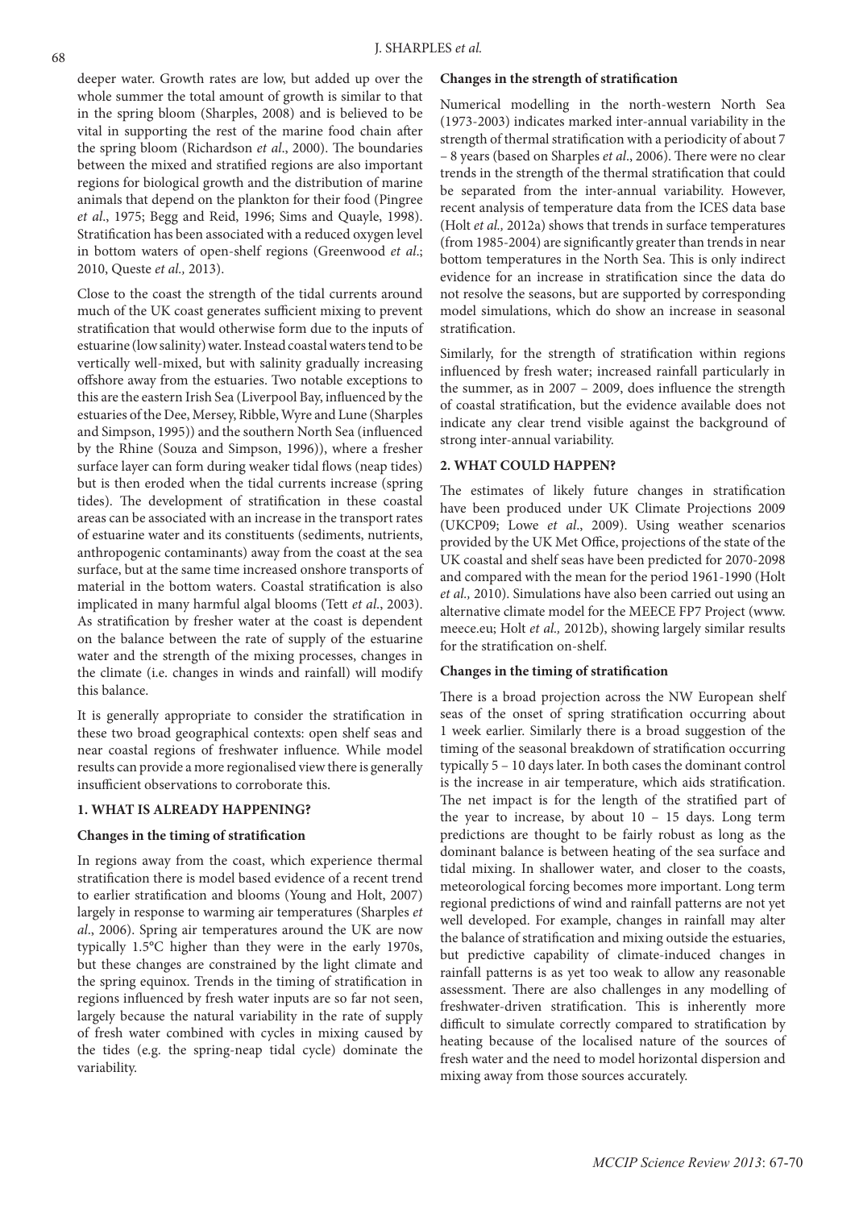deeper water. Growth rates are low, but added up over the whole summer the total amount of growth is similar to that in the spring bloom (Sharples, 2008) and is believed to be vital in supporting the rest of the marine food chain after the spring bloom (Richardson *et al*., 2000). The boundaries between the mixed and stratified regions are also important regions for biological growth and the distribution of marine animals that depend on the plankton for their food (Pingree *et al*., 1975; Begg and Reid, 1996; Sims and Quayle, 1998). Stratification has been associated with a reduced oxygen level in bottom waters of open-shelf regions (Greenwood *et al*.; 2010, Queste *et al.,* 2013).

Close to the coast the strength of the tidal currents around much of the UK coast generates sufficient mixing to prevent stratification that would otherwise form due to the inputs of estuarine (low salinity) water. Instead coastal waters tend to be vertically well-mixed, but with salinity gradually increasing offshore away from the estuaries. Two notable exceptions to this are the eastern Irish Sea (Liverpool Bay, influenced by the estuaries of the Dee, Mersey, Ribble, Wyre and Lune (Sharples and Simpson, 1995)) and the southern North Sea (influenced by the Rhine (Souza and Simpson, 1996)), where a fresher surface layer can form during weaker tidal flows (neap tides) but is then eroded when the tidal currents increase (spring tides). The development of stratification in these coastal areas can be associated with an increase in the transport rates of estuarine water and its constituents (sediments, nutrients, anthropogenic contaminants) away from the coast at the sea surface, but at the same time increased onshore transports of material in the bottom waters. Coastal stratification is also implicated in many harmful algal blooms (Tett *et al*., 2003). As stratification by fresher water at the coast is dependent on the balance between the rate of supply of the estuarine water and the strength of the mixing processes, changes in the climate (i.e. changes in winds and rainfall) will modify this balance.

It is generally appropriate to consider the stratification in these two broad geographical contexts: open shelf seas and near coastal regions of freshwater influence. While model results can provide a more regionalised view there is generally insufficient observations to corroborate this.

## 1. WHAT IS ALREADY HAPPENING?

### Changes in the timing of stratification

In regions away from the coast, which experience thermal stratification there is model based evidence of a recent trend to earlier stratification and blooms (Young and Holt, 2007) largely in response to warming air temperatures (Sharples *et al*., 2006). Spring air temperatures around the UK are now typically 1.5°C higher than they were in the early 1970s, but these changes are constrained by the light climate and the spring equinox. Trends in the timing of stratification in regions influenced by fresh water inputs are so far not seen, largely because the natural variability in the rate of supply of fresh water combined with cycles in mixing caused by the tides (e.g. the spring-neap tidal cycle) dominate the variability.

### Changes in the strength of stratification

Numerical modelling in the north-western North Sea (1973-2003) indicates marked inter-annual variability in the strength of thermal stratification with a periodicity of about 7 – 8 years (based on Sharples *et al*., 2006). There were no clear trends in the strength of the thermal stratification that could be separated from the inter-annual variability. However, recent analysis of temperature data from the ICES data base (Holt *et al.,* 2012a) shows that trends in surface temperatures (from 1985-2004) are significantly greater than trends in near bottom temperatures in the North Sea. This is only indirect evidence for an increase in stratification since the data do not resolve the seasons, but are supported by corresponding model simulations, which do show an increase in seasonal stratification.

Similarly, for the strength of stratification within regions influenced by fresh water; increased rainfall particularly in the summer, as in 2007 – 2009, does influence the strength of coastal stratification, but the evidence available does not indicate any clear trend visible against the background of strong inter-annual variability.

## 2. WHAT COULD HAPPEN?

The estimates of likely future changes in stratification have been produced under UK Climate Projections 2009 (UKCP09; Lowe *et al*., 2009). Using weather scenarios provided by the UK Met Office, projections of the state of the UK coastal and shelf seas have been predicted for 2070-2098 and compared with the mean for the period 1961-1990 (Holt *et al.,* 2010). Simulations have also been carried out using an alternative climate model for the MEECE FP7 Project (www.meece.eu; Holt *et al.,* 2012b), showing largely similar results for the stratification on-shelf.

### Changes in the timing of stratification

There is a broad projection across the NW European shelf seas of the onset of spring stratification occurring about 1 week earlier. Similarly there is a broad suggestion of the timing of the seasonal breakdown of stratification occurring typically 5 – 10 days later. In both cases the dominant control is the increase in air temperature, which aids stratification. The net impact is for the length of the stratified part of the year to increase, by about 10 – 15 days. Long term predictions are thought to be fairly robust as long as the dominant balance is between heating of the sea surface and tidal mixing. In shallower water, and closer to the coasts, meteorological forcing becomes more important. Long term regional predictions of wind and rainfall patterns are not yet well developed. For example, changes in rainfall may alter the balance of stratification and mixing outside the estuaries, but predictive capability of climate-induced changes in rainfall patterns is as yet too weak to allow any reasonable assessment. There are also challenges in any modelling of freshwater-driven stratification. This is inherently more difficult to simulate correctly compared to stratification by heating because of the localised nature of the sources of fresh water and the need to model horizontal dispersion and mixing away from those sources accurately.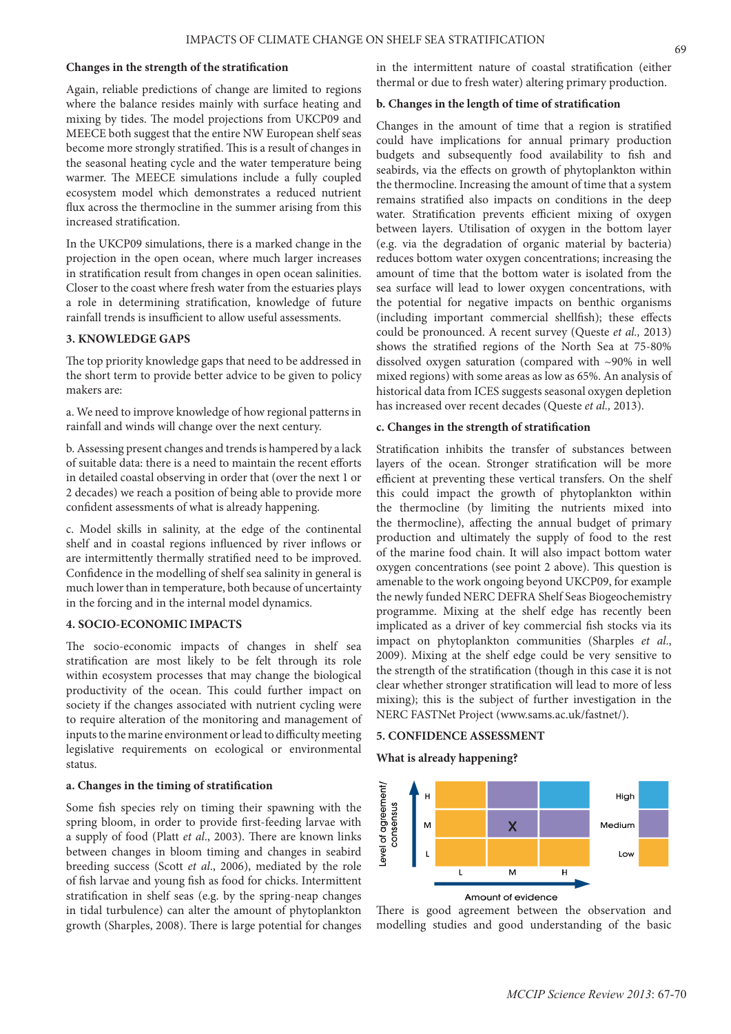### Changes in the strength of the stratification

Again, reliable predictions of change are limited to regions where the balance resides mainly with surface heating and mixing by tides. The model projections from UKCP09 and MEECE both suggest that the entire NW European shelf seas become more strongly stratified. This is a result of changes in the seasonal heating cycle and the water temperature being warmer. The MEECE simulations include a fully coupled ecosystem model which demonstrates a reduced nutrient flux across the thermocline in the summer arising from this increased stratification.

In the UKCP09 simulations, there is a marked change in the projection in the open ocean, where much larger increases in stratification result from changes in open ocean salinities. Closer to the coast where fresh water from the estuaries plays a role in determining stratification, knowledge of future rainfall trends is insufficient to allow useful assessments.

## 3. KNOWLEDGE GAPS

The top priority knowledge gaps that need to be addressed in the short term to provide better advice to be given to policy makers are:

a. We need to improve knowledge of how regional patterns in rainfall and winds will change over the next century.

b. Assessing present changes and trends is hampered by a lack of suitable data: there is a need to maintain the recent efforts in detailed coastal observing in order that (over the next 1 or 2 decades) we reach a position of being able to provide more confident assessments of what is already happening.

c. Model skills in salinity, at the edge of the continental shelf and in coastal regions influenced by river inflows or are intermittently thermally stratified need to be improved. Confidence in the modelling of shelf sea salinity in general is much lower than in temperature, both because of uncertainty in the forcing and in the internal model dynamics.

## 4. SOCIO-ECONOMIC IMPACTS

The socio-economic impacts of changes in shelf sea stratification are most likely to be felt through its role within ecosystem processes that may change the biological productivity of the ocean. This could further impact on society if the changes associated with nutrient cycling were to require alteration of the monitoring and management of inputs to the marine environment or lead to difficulty meeting legislative requirements on ecological or environmental status.

### a. Changes in the timing of stratification

Some fish species rely on timing their spawning with the spring bloom, in order to provide first-feeding larvae with a supply of food (Platt *et al.*, 2003). There are known links between changes in bloom timing and changes in seabird breeding success (Scott *et al.*, 2006), mediated by the role of fish larvae and young fish as food for chicks. Intermittent stratification in shelf seas (e.g. by the spring-neap changes in tidal turbulence) can alter the amount of phytoplankton growth (Sharples, 2008). There is large potential for changes in the intermittent nature of coastal stratification (either thermal or due to fresh water) altering primary production.

### b. Changes in the length of time of stratification

Changes in the amount of time that a region is stratified could have implications for annual primary production budgets and subsequently food availability to fish and seabirds, via the effects on growth of phytoplankton within the thermocline. Increasing the amount of time that a system remains stratified also impacts on conditions in the deep water. Stratification prevents efficient mixing of oxygen between layers. Utilisation of oxygen in the bottom layer (e.g. via the degradation of organic material by bacteria) reduces bottom water oxygen concentrations; increasing the amount of time that the bottom water is isolated from the sea surface will lead to lower oxygen concentrations, with the potential for negative impacts on benthic organisms (including important commercial shellfish); these effects could be pronounced. A recent survey (Queste *et al.,* 2013) shows the stratified regions of the North Sea at 75-80% dissolved oxygen saturation (compared with ~90% in well mixed regions) with some areas as low as 65%. An analysis of historical data from ICES suggests seasonal oxygen depletion has increased over recent decades (Queste *et al.,* 2013).

### c. Changes in the strength of stratification

Stratification inhibits the transfer of substances between layers of the ocean. Stronger stratification will be more efficient at preventing these vertical transfers. On the shelf this could impact the growth of phytoplankton within the thermocline (by limiting the nutrients mixed into the thermocline), affecting the annual budget of primary production and ultimately the supply of food to the rest of the marine food chain. It will also impact bottom water oxygen concentrations (see point 2 above). This question is amenable to the work ongoing beyond UKCP09, for example the newly funded NERC DEFRA Shelf Seas Biogeochemistry programme. Mixing at the shelf edge has recently been implicated as a driver of key commercial fish stocks via its impact on phytoplankton communities (Sharples *et al.*, 2009). Mixing at the shelf edge could be very sensitive to the strength of the stratification (though in this case it is not clear whether stronger stratification will lead to more of less mixing); this is the subject of further investigation in the NERC FASTNet Project (www.sams.ac.uk/fastnet/).

## 5. CONFIDENCE ASSESSMENT

### What is already happening?

| Level of agreement/consensus | L | M | H |
|---|---|---|---|
| H | | | |
| M | | X | |
| L | | | |

Amount of evidence

Confidence: High / Medium / Low

There is good agreement between the observation and modelling studies and good understanding of the basic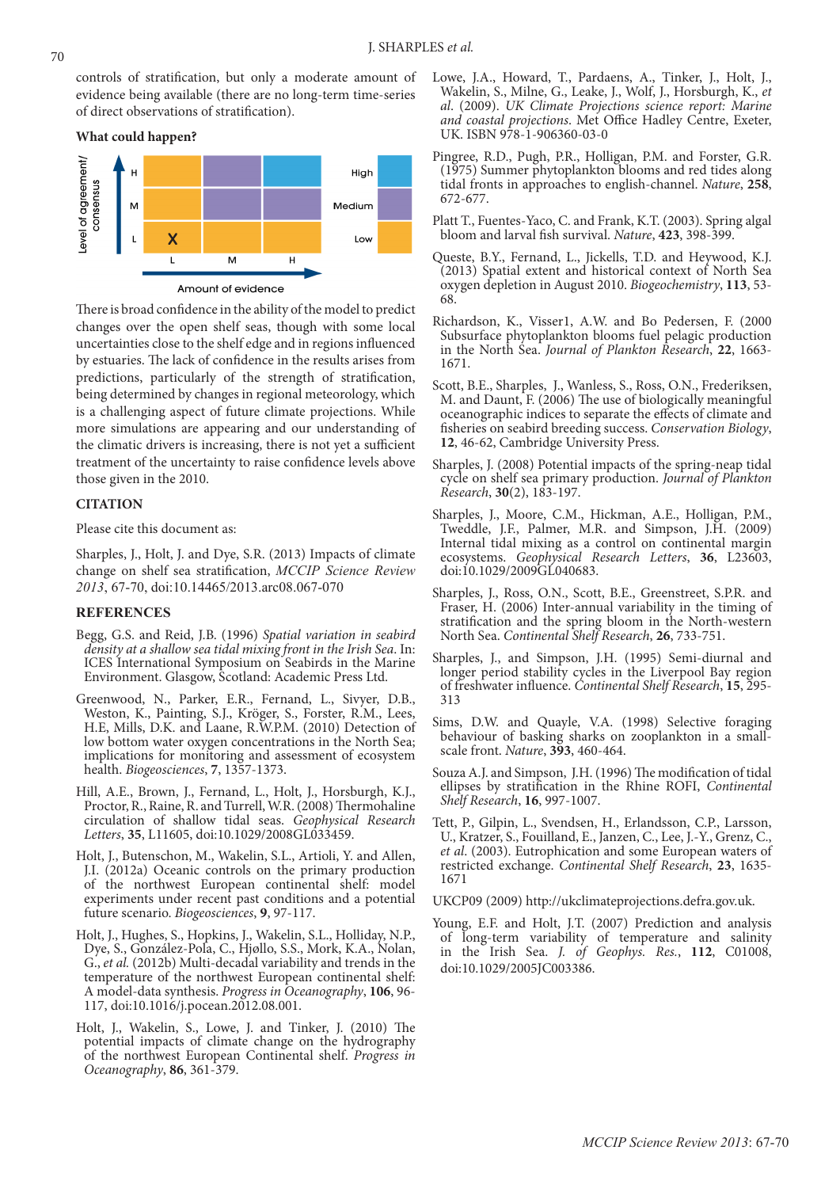controls of stratification, but only a moderate amount of evidence being available (there are no long-term time-series of direct observations of stratification).

**What could happen?**

Level of agreement/ consensus

H

M

L

X

L M H

Amount of evidence

High

Medium

Low

There is broad confidence in the ability of the model to predict changes over the open shelf seas, though with some local uncertainties close to the shelf edge and in regions influenced by estuaries. The lack of confidence in the results arises from predictions, particularly of the strength of stratification, being determined by changes in regional meteorology, which is a challenging aspect of future climate projections. While more simulations are appearing and our understanding of the climatic drivers is increasing, there is not yet a sufficient treatment of the uncertainty to raise confidence levels above those given in the 2010.

## CITATION

Please cite this document as:

Sharples, J., Holt, J. and Dye, S.R. (2013) Impacts of climate change on shelf sea stratification, *MCCIP Science Review 2013*, 67-70, doi:10.14465/2013.arc08.067-070

## REFERENCES

Begg, G.S. and Reid, J.B. (1996) *Spatial variation in seabird density at a shallow sea tidal mixing front in the Irish Sea*. In: ICES International Symposium on Seabirds in the Marine Environment. Glasgow, Scotland: Academic Press Ltd.

Greenwood, N., Parker, E.R., Fernand, L., Sivyer, D.B., Weston, K., Painting, S.J., Kröger, S., Forster, R.M., Lees, H.E, Mills, D.K. and Laane, R.W.P.M. (2010) Detection of low bottom water oxygen concentrations in the North Sea; implications for monitoring and assessment of ecosystem health. *Biogeosciences*, **7**, 1357-1373.

Hill, A.E., Brown, J., Fernand, L., Holt, J., Horsburgh, K.J., Proctor, R., Raine, R. and Turrell, W.R. (2008) Thermohaline circulation of shallow tidal seas. *Geophysical Research Letters*, **35**, L11605, doi:10.1029/2008GL033459.

Holt, J., Butenschon, M., Wakelin, S.L., Artioli, Y. and Allen, J.I. (2012a) Oceanic controls on the primary production of the northwest European continental shelf: model experiments under recent past conditions and a potential future scenario. *Biogeosciences*, **9**, 97-117.

Holt, J., Hughes, S., Hopkins, J., Wakelin, S.L., Holliday, N.P., Dye, S., González-Pola, C., Hjøllo, S.S., Mork, K.A., Nolan, G., *et al.* (2012b) Multi-decadal variability and trends in the temperature of the northwest European continental shelf: A model-data synthesis. *Progress in Oceanography*, **106**, 96-117, doi:10.1016/j.pocean.2012.08.001.

Holt, J., Wakelin, S., Lowe, J. and Tinker, J. (2010) The potential impacts of climate change on the hydrography of the northwest European Continental shelf. *Progress in Oceanography*, **86**, 361-379.

Lowe, J.A., Howard, T., Pardaens, A., Tinker, J., Holt, J., Wakelin, S., Milne, G., Leake, J., Wolf, J., Horsburgh, K., *et al.* (2009). *UK Climate Projections science report: Marine and coastal projections*. Met Office Hadley Centre, Exeter, UK. ISBN 978-1-906360-03-0

Pingree, R.D., Pugh, P.R., Holligan, P.M. and Forster, G.R. (1975) Summer phytoplankton blooms and red tides along tidal fronts in approaches to english-channel. *Nature*, **258**, 672-677.

Platt T., Fuentes-Yaco, C. and Frank, K.T. (2003). Spring algal bloom and larval fish survival. *Nature*, **423**, 398-399.

Queste, B.Y., Fernand, L., Jickells, T.D. and Heywood, K.J. (2013) Spatial extent and historical context of North Sea oxygen depletion in August 2010. *Biogeochemistry*, **113**, 53-68.

Richardson, K., Visser1, A.W. and Bo Pedersen, F. (2000 Subsurface phytoplankton blooms fuel pelagic production in the North Sea. *Journal of Plankton Research*, **22**, 1663-1671.

Scott, B.E., Sharples, J., Wanless, S., Ross, O.N., Frederiksen, M. and Daunt, F. (2006) The use of biologically meaningful oceanographic indices to separate the effects of climate and fisheries on seabird breeding success. *Conservation Biology*, **12**, 46-62, Cambridge University Press.

Sharples, J. (2008) Potential impacts of the spring-neap tidal cycle on shelf sea primary production. *Journal of Plankton Research*, **30**(2), 183-197.

Sharples, J., Moore, C.M., Hickman, A.E., Holligan, P.M., Tweddle, J.F., Palmer, M.R. and Simpson, J.H. (2009) Internal tidal mixing as a control on continental margin ecosystems. *Geophysical Research Letters*, **36**, L23603, doi:10.1029/2009GL040683.

Sharples, J., Ross, O.N., Scott, B.E., Greenstreet, S.P.R. and Fraser, H. (2006) Inter-annual variability in the timing of stratification and the spring bloom in the North-western North Sea. *Continental Shelf Research*, **26**, 733-751.

Sharples, J., and Simpson, J.H. (1995) Semi-diurnal and longer period stability cycles in the Liverpool Bay region of freshwater influence. *Continental Shelf Research*, **15**, 295-313

Sims, D.W. and Quayle, V.A. (1998) Selective foraging behaviour of basking sharks on zooplankton in a small-scale front. *Nature*, **393**, 460-464.

Souza A.J. and Simpson, J.H. (1996) The modification of tidal ellipses by stratification in the Rhine ROFI, *Continental Shelf Research*, **16**, 997-1007.

Tett, P., Gilpin, L., Svendsen, H., Erlandsson, C.P., Larsson, U., Kratzer, S., Fouilland, E., Janzen, C., Lee, J.-Y., Grenz, C., *et al.* (2003). Eutrophication and some European waters of restricted exchange. *Continental Shelf Research*, **23**, 1635-1671

UKCP09 (2009) http://ukclimateprojections.defra.gov.uk.

Young, E.F. and Holt, J.T. (2007) Prediction and analysis of long-term variability of temperature and salinity in the Irish Sea. *J. of Geophys. Res.*, **112**, C01008, doi:10.1029/2005JC003386.